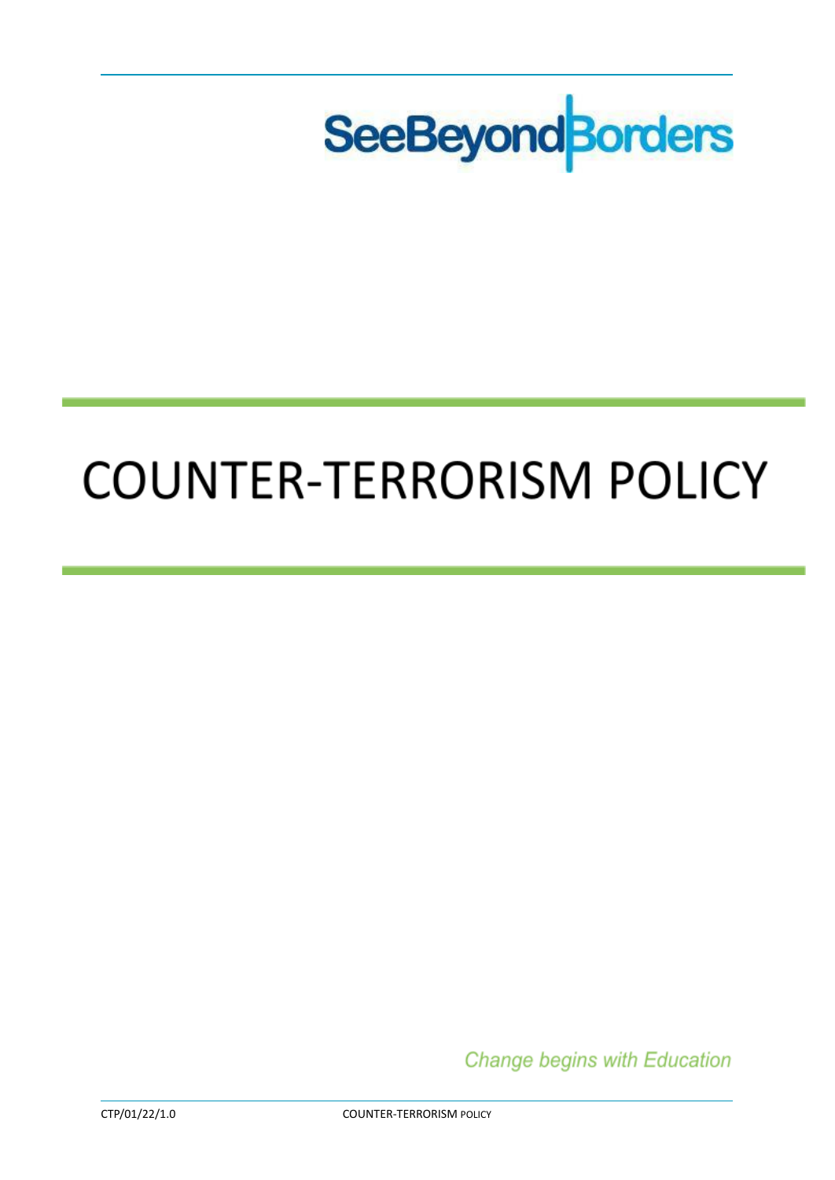SeeBeyondBorders

# COUNTER-TERRORISM POLICY

*Change begins with Education*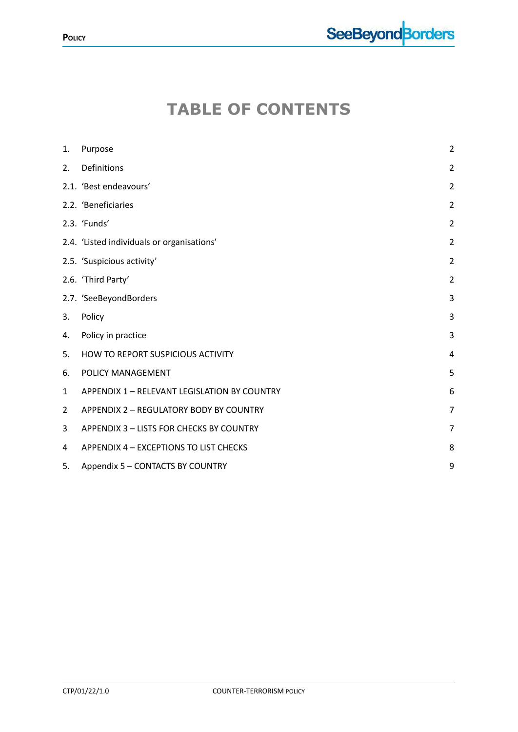# TABLE OF CONTENTS

| | | |
|---|---|---|
| 1. | Purpose | 2 |
| 2. | Definitions | 2 |
| 2.1. | 'Best endeavours' | 2 |
| 2.2. | 'Beneficiaries | 2 |
| 2.3. | 'Funds' | 2 |
| 2.4. | 'Listed individuals or organisations' | 2 |
| 2.5. | 'Suspicious activity' | 2 |
| 2.6. | 'Third Party' | 2 |
| 2.7. | 'SeeBeyondBorders | 3 |
| 3. | Policy | 3 |
| 4. | Policy in practice | 3 |
| 5. | HOW TO REPORT SUSPICIOUS ACTIVITY | 4 |
| 6. | POLICY MANAGEMENT | 5 |
| 1 | APPENDIX 1 – RELEVANT LEGISLATION BY COUNTRY | 6 |
| 2 | APPENDIX 2 – REGULATORY BODY BY COUNTRY | 7 |
| 3 | APPENDIX 3 – LISTS FOR CHECKS BY COUNTRY | 7 |
| 4 | APPENDIX 4 – EXCEPTIONS TO LIST CHECKS | 8 |
| 5. | Appendix 5 – CONTACTS BY COUNTRY | 9 |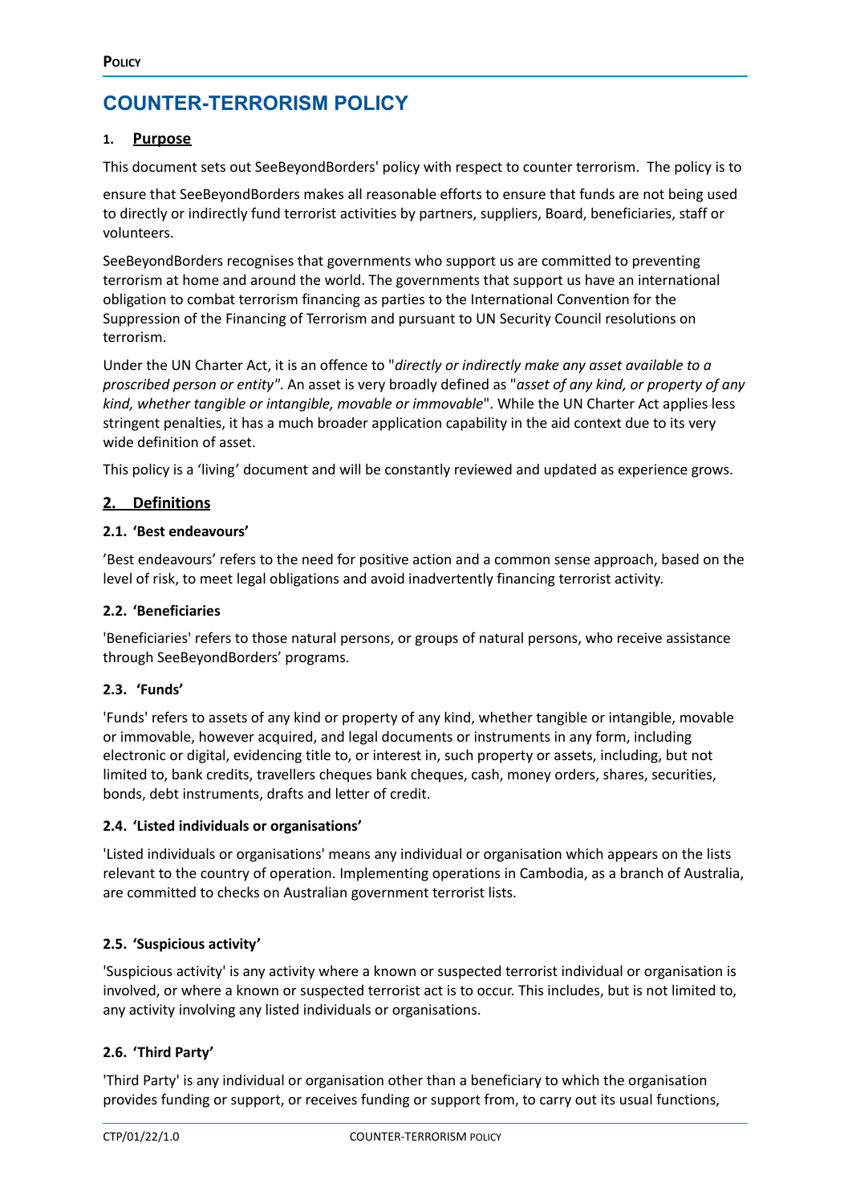# COUNTER-TERRORISM POLICY

## 1. Purpose

This document sets out SeeBeyondBorders' policy with respect to counter terrorism. The policy is to

ensure that SeeBeyondBorders makes all reasonable efforts to ensure that funds are not being used to directly or indirectly fund terrorist activities by partners, suppliers, Board, beneficiaries, staff or volunteers.

SeeBeyondBorders recognises that governments who support us are committed to preventing terrorism at home and around the world. The governments that support us have an international obligation to combat terrorism financing as parties to the International Convention for the Suppression of the Financing of Terrorism and pursuant to UN Security Council resolutions on terrorism.

Under the UN Charter Act, it is an offence to "*directly or indirectly make any asset available to a proscribed person or entity"*. An asset is very broadly defined as "*asset of any kind, or property of any kind, whether tangible or intangible, movable or immovable*". While the UN Charter Act applies less stringent penalties, it has a much broader application capability in the aid context due to its very wide definition of asset.

This policy is a 'living' document and will be constantly reviewed and updated as experience grows.

## 2. Definitions

### 2.1. 'Best endeavours'

'Best endeavours' refers to the need for positive action and a common sense approach, based on the level of risk, to meet legal obligations and avoid inadvertently financing terrorist activity.

### 2.2. 'Beneficiaries

'Beneficiaries' refers to those natural persons, or groups of natural persons, who receive assistance through SeeBeyondBorders' programs.

### 2.3. 'Funds'

'Funds' refers to assets of any kind or property of any kind, whether tangible or intangible, movable or immovable, however acquired, and legal documents or instruments in any form, including electronic or digital, evidencing title to, or interest in, such property or assets, including, but not limited to, bank credits, travellers cheques bank cheques, cash, money orders, shares, securities, bonds, debt instruments, drafts and letter of credit.

### 2.4. 'Listed individuals or organisations'

'Listed individuals or organisations' means any individual or organisation which appears on the lists relevant to the country of operation. Implementing operations in Cambodia, as a branch of Australia, are committed to checks on Australian government terrorist lists.

### 2.5. 'Suspicious activity'

'Suspicious activity' is any activity where a known or suspected terrorist individual or organisation is involved, or where a known or suspected terrorist act is to occur. This includes, but is not limited to, any activity involving any listed individuals or organisations.

### 2.6. 'Third Party'

'Third Party' is any individual or organisation other than a beneficiary to which the organisation provides funding or support, or receives funding or support from, to carry out its usual functions,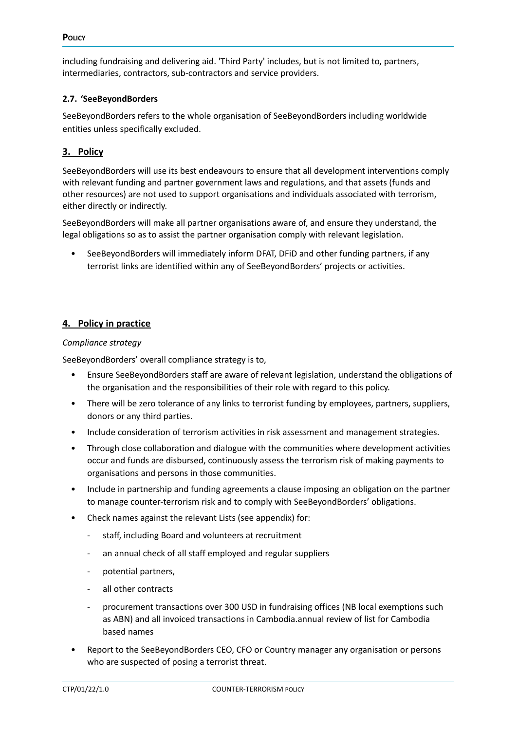including fundraising and delivering aid. 'Third Party' includes, but is not limited to, partners, intermediaries, contractors, sub-contractors and service providers.

### 2.7. 'SeeBeyondBorders

SeeBeyondBorders refers to the whole organisation of SeeBeyondBorders including worldwide entities unless specifically excluded.

## 3. Policy

SeeBeyondBorders will use its best endeavours to ensure that all development interventions comply with relevant funding and partner government laws and regulations, and that assets (funds and other resources) are not used to support organisations and individuals associated with terrorism, either directly or indirectly.

SeeBeyondBorders will make all partner organisations aware of, and ensure they understand, the legal obligations so as to assist the partner organisation comply with relevant legislation.

- SeeBeyondBorders will immediately inform DFAT, DFiD and other funding partners, if any terrorist links are identified within any of SeeBeyondBorders' projects or activities.

## 4. Policy in practice

*Compliance strategy*

SeeBeyondBorders' overall compliance strategy is to,

- Ensure SeeBeyondBorders staff are aware of relevant legislation, understand the obligations of the organisation and the responsibilities of their role with regard to this policy.
- There will be zero tolerance of any links to terrorist funding by employees, partners, suppliers, donors or any third parties.
- Include consideration of terrorism activities in risk assessment and management strategies.
- Through close collaboration and dialogue with the communities where development activities occur and funds are disbursed, continuously assess the terrorism risk of making payments to organisations and persons in those communities.
- Include in partnership and funding agreements a clause imposing an obligation on the partner to manage counter-terrorism risk and to comply with SeeBeyondBorders' obligations.
- Check names against the relevant Lists (see appendix) for:
  - staff, including Board and volunteers at recruitment
  - an annual check of all staff employed and regular suppliers
  - potential partners,
  - all other contracts
  - procurement transactions over 300 USD in fundraising offices (NB local exemptions such as ABN) and all invoiced transactions in Cambodia.annual review of list for Cambodia based names
- Report to the SeeBeyondBorders CEO, CFO or Country manager any organisation or persons who are suspected of posing a terrorist threat.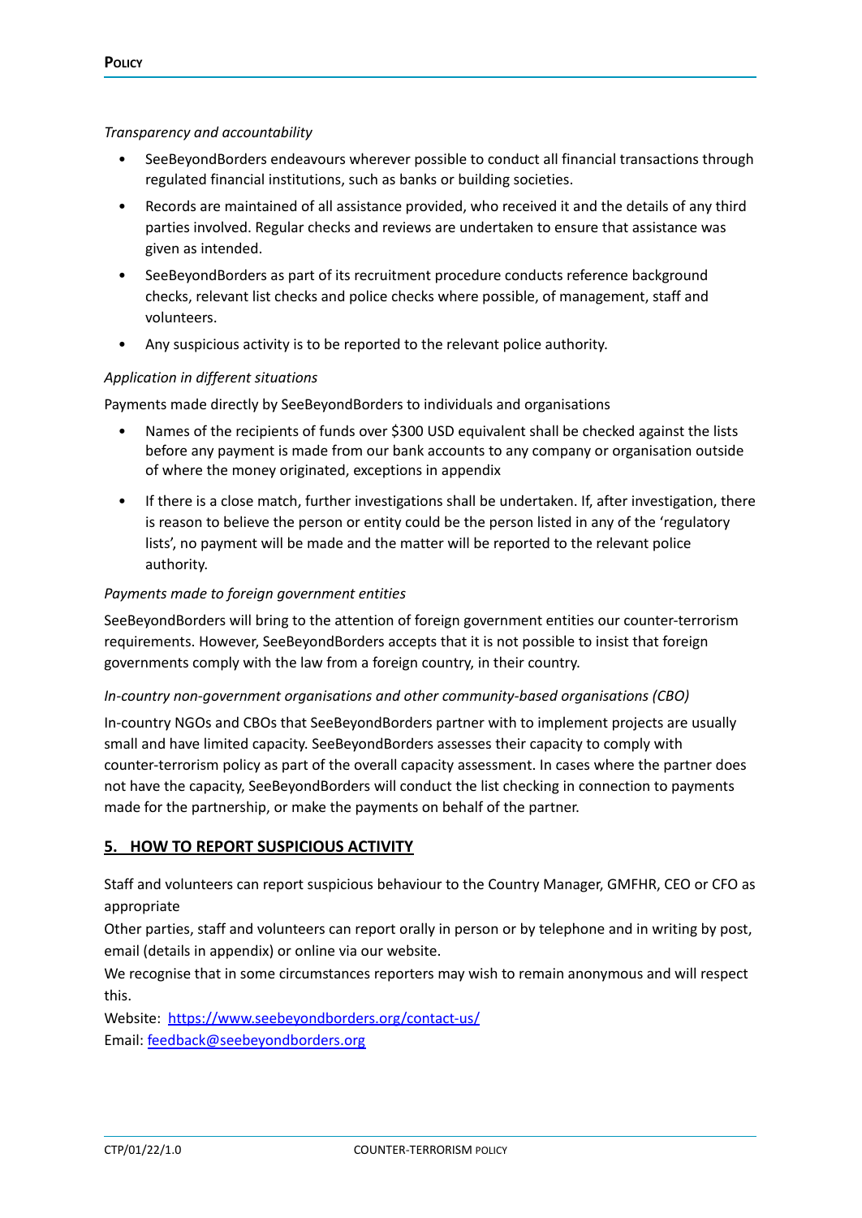*Transparency and accountability*

- SeeBeyondBorders endeavours wherever possible to conduct all financial transactions through regulated financial institutions, such as banks or building societies.
- Records are maintained of all assistance provided, who received it and the details of any third parties involved. Regular checks and reviews are undertaken to ensure that assistance was given as intended.
- SeeBeyondBorders as part of its recruitment procedure conducts reference background checks, relevant list checks and police checks where possible, of management, staff and volunteers.
- Any suspicious activity is to be reported to the relevant police authority.

*Application in different situations*

Payments made directly by SeeBeyondBorders to individuals and organisations

- Names of the recipients of funds over $300 USD equivalent shall be checked against the lists before any payment is made from our bank accounts to any company or organisation outside of where the money originated, exceptions in appendix
- If there is a close match, further investigations shall be undertaken. If, after investigation, there is reason to believe the person or entity could be the person listed in any of the 'regulatory lists', no payment will be made and the matter will be reported to the relevant police authority.

*Payments made to foreign government entities*

SeeBeyondBorders will bring to the attention of foreign government entities our counter-terrorism requirements. However, SeeBeyondBorders accepts that it is not possible to insist that foreign governments comply with the law from a foreign country, in their country.

*In-country non-government organisations and other community-based organisations (CBO)*

In-country NGOs and CBOs that SeeBeyondBorders partner with to implement projects are usually small and have limited capacity. SeeBeyondBorders assesses their capacity to comply with counter-terrorism policy as part of the overall capacity assessment. In cases where the partner does not have the capacity, SeeBeyondBorders will conduct the list checking in connection to payments made for the partnership, or make the payments on behalf of the partner.

## 5. HOW TO REPORT SUSPICIOUS ACTIVITY

Staff and volunteers can report suspicious behaviour to the Country Manager, GMFHR, CEO or CFO as appropriate

Other parties, staff and volunteers can report orally in person or by telephone and in writing by post, email (details in appendix) or online via our website.

We recognise that in some circumstances reporters may wish to remain anonymous and will respect this.

Website: https://www.seebeyondborders.org/contact-us/

Email: feedback@seebeyondborders.org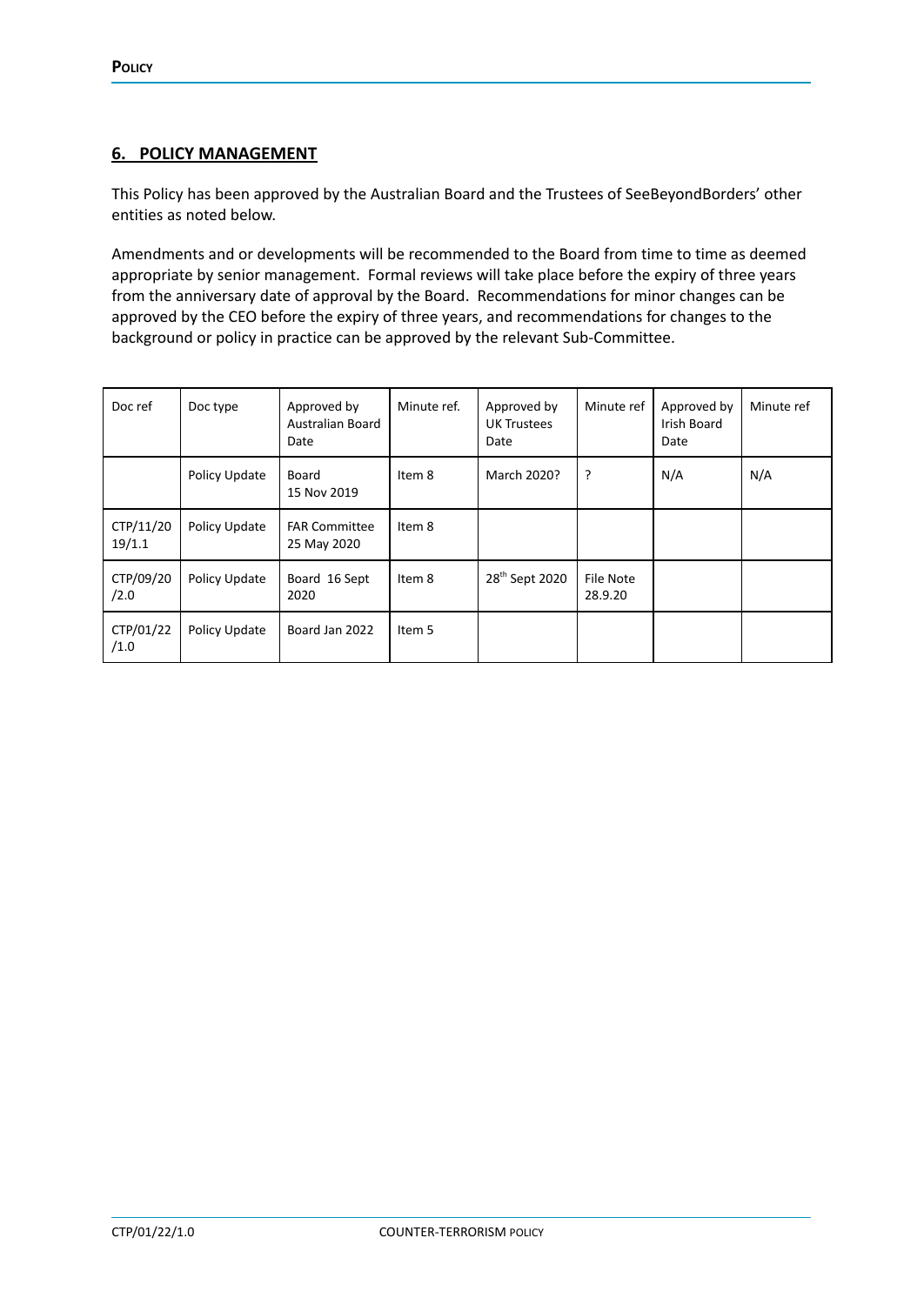## 6. POLICY MANAGEMENT

This Policy has been approved by the Australian Board and the Trustees of SeeBeyondBorders' other entities as noted below.

Amendments and or developments will be recommended to the Board from time to time as deemed appropriate by senior management. Formal reviews will take place before the expiry of three years from the anniversary date of approval by the Board. Recommendations for minor changes can be approved by the CEO before the expiry of three years, and recommendations for changes to the background or policy in practice can be approved by the relevant Sub-Committee.

| Doc ref | Doc type | Approved by Australian Board Date | Minute ref. | Approved by UK Trustees Date | Minute ref | Approved by Irish Board Date | Minute ref |
|---|---|---|---|---|---|---|---|
| | Policy Update | Board 15 Nov 2019 | Item 8 | March 2020? | ? | N/A | N/A |
| CTP/11/2019/1.1 | Policy Update | FAR Committee 25 May 2020 | Item 8 | | | | |
| CTP/09/20/2.0 | Policy Update | Board 16 Sept 2020 | Item 8 | 28th Sept 2020 | File Note 28.9.20 | | |
| CTP/01/22/1.0 | Policy Update | Board Jan 2022 | Item 5 | | | | |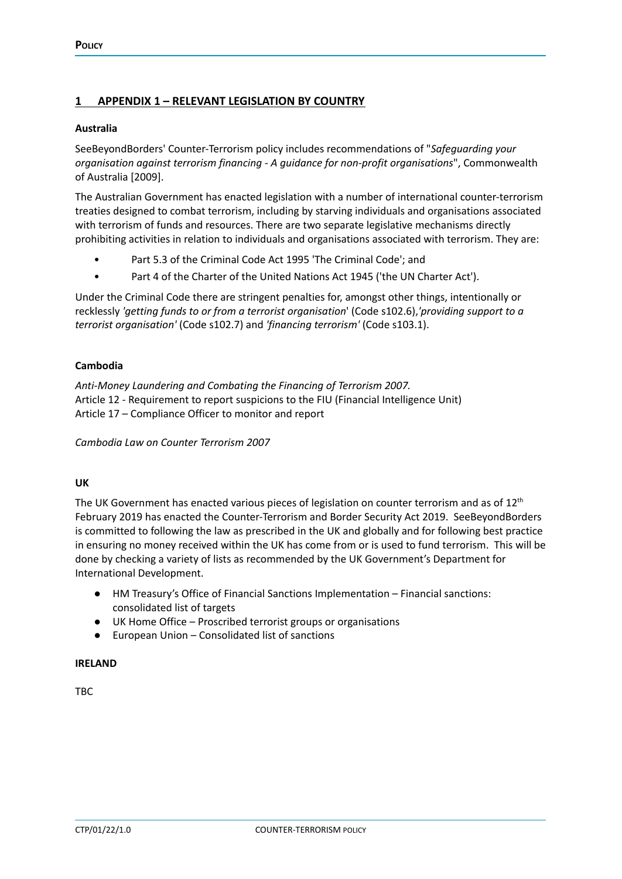# 1 APPENDIX 1 – RELEVANT LEGISLATION BY COUNTRY

**Australia**

SeeBeyondBorders' Counter-Terrorism policy includes recommendations of "*Safeguarding your organisation against terrorism financing - A guidance for non-profit organisations*", Commonwealth of Australia [2009].

The Australian Government has enacted legislation with a number of international counter-terrorism treaties designed to combat terrorism, including by starving individuals and organisations associated with terrorism of funds and resources. There are two separate legislative mechanisms directly prohibiting activities in relation to individuals and organisations associated with terrorism. They are:

- Part 5.3 of the Criminal Code Act 1995 'The Criminal Code'; and
- Part 4 of the Charter of the United Nations Act 1945 ('the UN Charter Act').

Under the Criminal Code there are stringent penalties for, amongst other things, intentionally or recklessly *'getting funds to or from a terrorist organisation*' (Code s102.6),*'providing support to a terrorist organisation'* (Code s102.7) and *'financing terrorism'* (Code s103.1).

**Cambodia**

*Anti-Money Laundering and Combating the Financing of Terrorism 2007.*
Article 12 - Requirement to report suspicions to the FIU (Financial Intelligence Unit)
Article 17 – Compliance Officer to monitor and report

*Cambodia Law on Counter Terrorism 2007*

**UK**

The UK Government has enacted various pieces of legislation on counter terrorism and as of 12th February 2019 has enacted the Counter-Terrorism and Border Security Act 2019. SeeBeyondBorders is committed to following the law as prescribed in the UK and globally and for following best practice in ensuring no money received within the UK has come from or is used to fund terrorism. This will be done by checking a variety of lists as recommended by the UK Government's Department for International Development.

- HM Treasury's Office of Financial Sanctions Implementation – Financial sanctions: consolidated list of targets
- UK Home Office – Proscribed terrorist groups or organisations
- European Union – Consolidated list of sanctions

**IRELAND**

TBC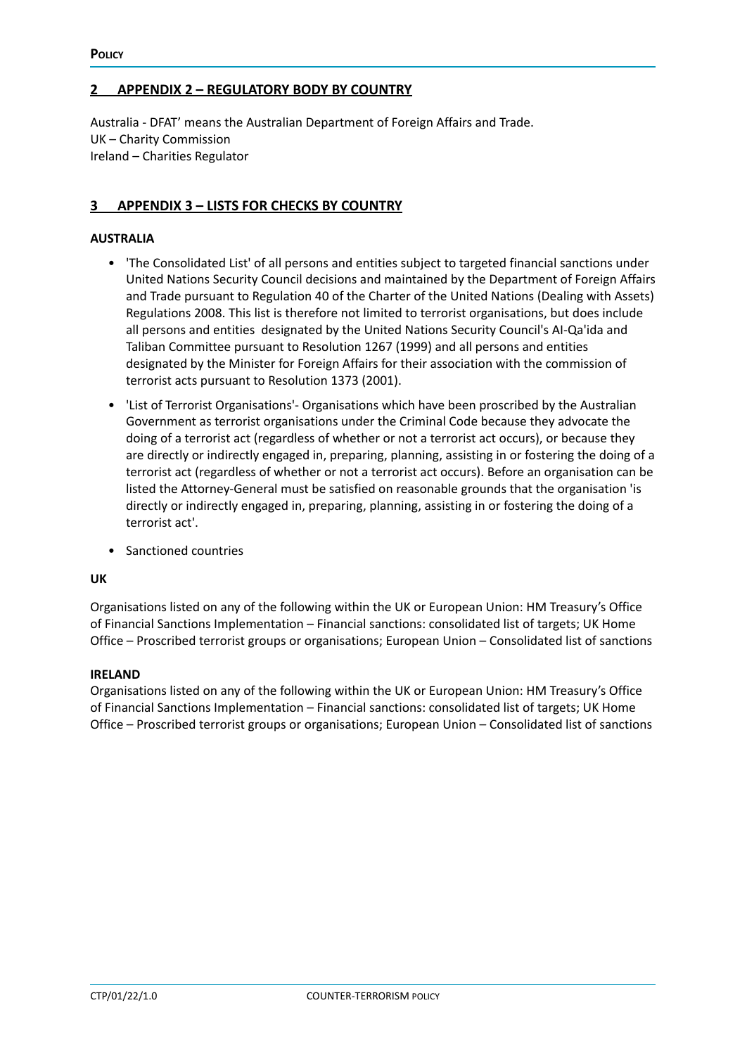## 2 APPENDIX 2 – REGULATORY BODY BY COUNTRY

Australia - DFAT' means the Australian Department of Foreign Affairs and Trade.
UK – Charity Commission
Ireland – Charities Regulator

## 3 APPENDIX 3 – LISTS FOR CHECKS BY COUNTRY

**AUSTRALIA**

- 'The Consolidated List' of all persons and entities subject to targeted financial sanctions under United Nations Security Council decisions and maintained by the Department of Foreign Affairs and Trade pursuant to Regulation 40 of the Charter of the United Nations (Dealing with Assets) Regulations 2008. This list is therefore not limited to terrorist organisations, but does include all persons and entities designated by the United Nations Security Council's Al-Qa'ida and Taliban Committee pursuant to Resolution 1267 (1999) and all persons and entities designated by the Minister for Foreign Affairs for their association with the commission of terrorist acts pursuant to Resolution 1373 (2001).
- 'List of Terrorist Organisations'- Organisations which have been proscribed by the Australian Government as terrorist organisations under the Criminal Code because they advocate the doing of a terrorist act (regardless of whether or not a terrorist act occurs), or because they are directly or indirectly engaged in, preparing, planning, assisting in or fostering the doing of a terrorist act (regardless of whether or not a terrorist act occurs). Before an organisation can be listed the Attorney-General must be satisfied on reasonable grounds that the organisation 'is directly or indirectly engaged in, preparing, planning, assisting in or fostering the doing of a terrorist act'.
- Sanctioned countries

**UK**

Organisations listed on any of the following within the UK or European Union: HM Treasury's Office of Financial Sanctions Implementation – Financial sanctions: consolidated list of targets; UK Home Office – Proscribed terrorist groups or organisations; European Union – Consolidated list of sanctions

**IRELAND**

Organisations listed on any of the following within the UK or European Union: HM Treasury's Office of Financial Sanctions Implementation – Financial sanctions: consolidated list of targets; UK Home Office – Proscribed terrorist groups or organisations; European Union – Consolidated list of sanctions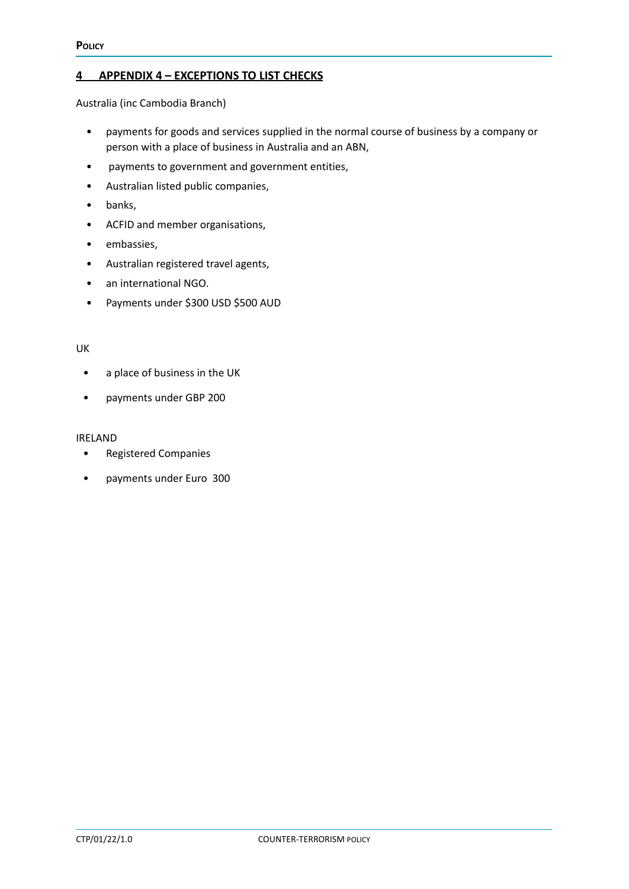## 4 APPENDIX 4 – EXCEPTIONS TO LIST CHECKS

Australia (inc Cambodia Branch)

- payments for goods and services supplied in the normal course of business by a company or person with a place of business in Australia and an ABN,
- payments to government and government entities,
- Australian listed public companies,
- banks,
- ACFID and member organisations,
- embassies,
- Australian registered travel agents,
- an international NGO.
- Payments under $300 USD $500 AUD

UK

- a place of business in the UK
- payments under GBP 200

IRELAND

- Registered Companies
- payments under Euro 300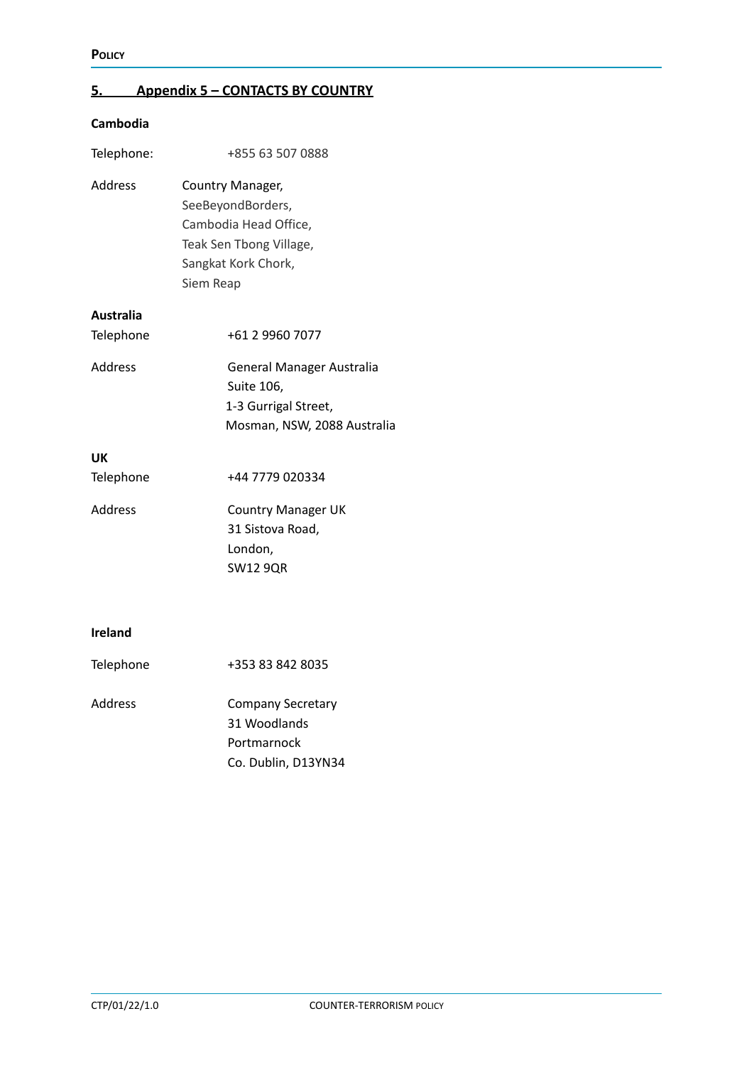## 5. Appendix 5 – CONTACTS BY COUNTRY

**Cambodia**

Telephone: +855 63 507 0888

Address
Country Manager,
SeeBeyondBorders,
Cambodia Head Office,
Teak Sen Tbong Village,
Sangkat Kork Chork,
Siem Reap

**Australia**

Telephone +61 2 9960 7077

Address
General Manager Australia
Suite 106,
1-3 Gurrigal Street,
Mosman, NSW, 2088 Australia

**UK**

Telephone +44 7779 020334

Address
Country Manager UK
31 Sistova Road,
London,
SW12 9QR

**Ireland**

Telephone +353 83 842 8035

Address
Company Secretary
31 Woodlands
Portmarnock
Co. Dublin, D13YN34